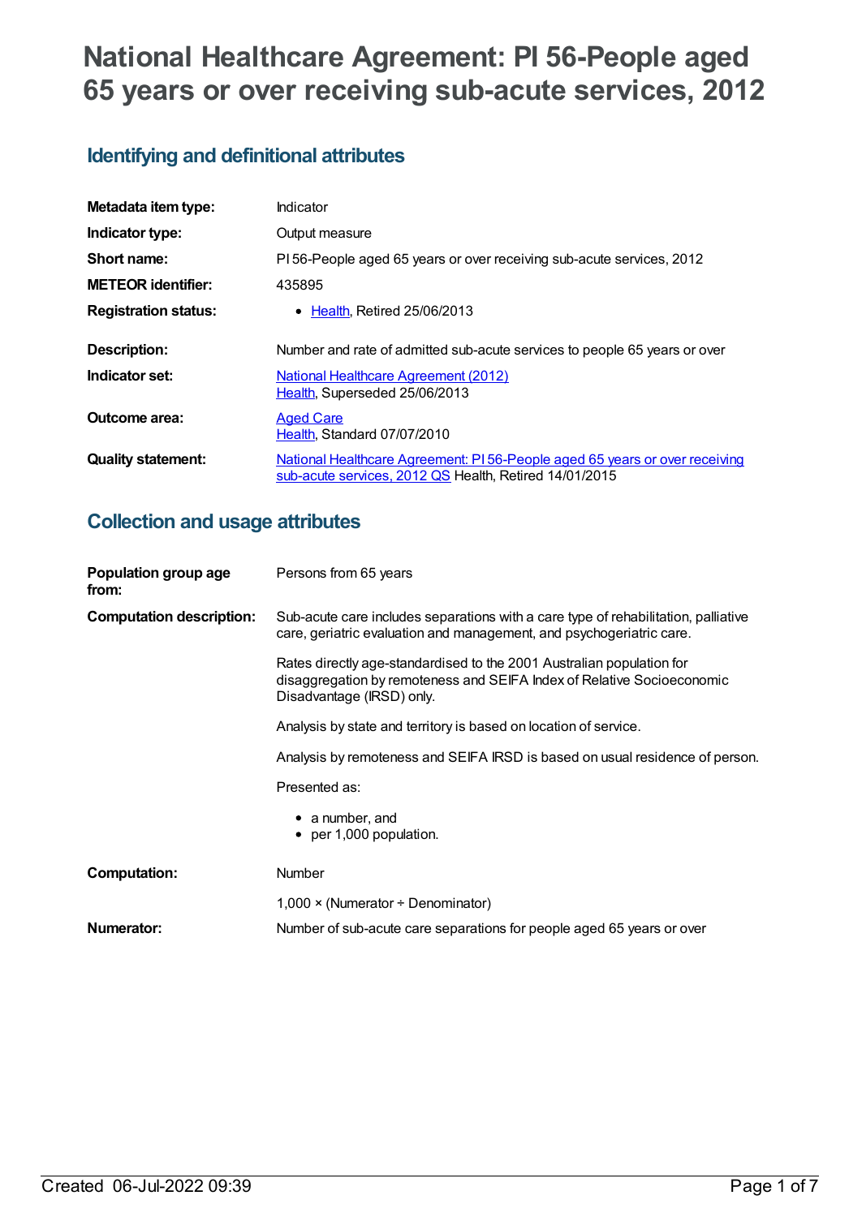# National Healthcare Agreement: PI 56-People aged 65 years or over receiving sub-acute services, 2012

## Identifying and definitional attributes

| | |
|---|---|
| **Metadata item type:** | Indicator |
| **Indicator type:** | Output measure |
| **Short name:** | PI 56-People aged 65 years or over receiving sub-acute services, 2012 |
| **METEOR identifier:** | 435895 |
| **Registration status:** | • Health, Retired 25/06/2013 |
| **Description:** | Number and rate of admitted sub-acute services to people 65 years or over |
| **Indicator set:** | National Healthcare Agreement (2012)<br>Health, Superseded 25/06/2013 |
| **Outcome area:** | Aged Care<br>Health, Standard 07/07/2010 |
| **Quality statement:** | National Healthcare Agreement: PI 56-People aged 65 years or over receiving sub-acute services, 2012 QS Health, Retired 14/01/2015 |

## Collection and usage attributes

**Population group age from:** Persons from 65 years

**Computation description:** Sub-acute care includes separations with a care type of rehabilitation, palliative care, geriatric evaluation and management, and psychogeriatric care.

Rates directly age-standardised to the 2001 Australian population for disaggregation by remoteness and SEIFA Index of Relative Socioeconomic Disadvantage (IRSD) only.

Analysis by state and territory is based on location of service.

Analysis by remoteness and SEIFA IRSD is based on usual residence of person.

Presented as:

- a number, and
- per 1,000 population.

**Computation:** Number

1,000 × (Numerator ÷ Denominator)

**Numerator:** Number of sub-acute care separations for people aged 65 years or over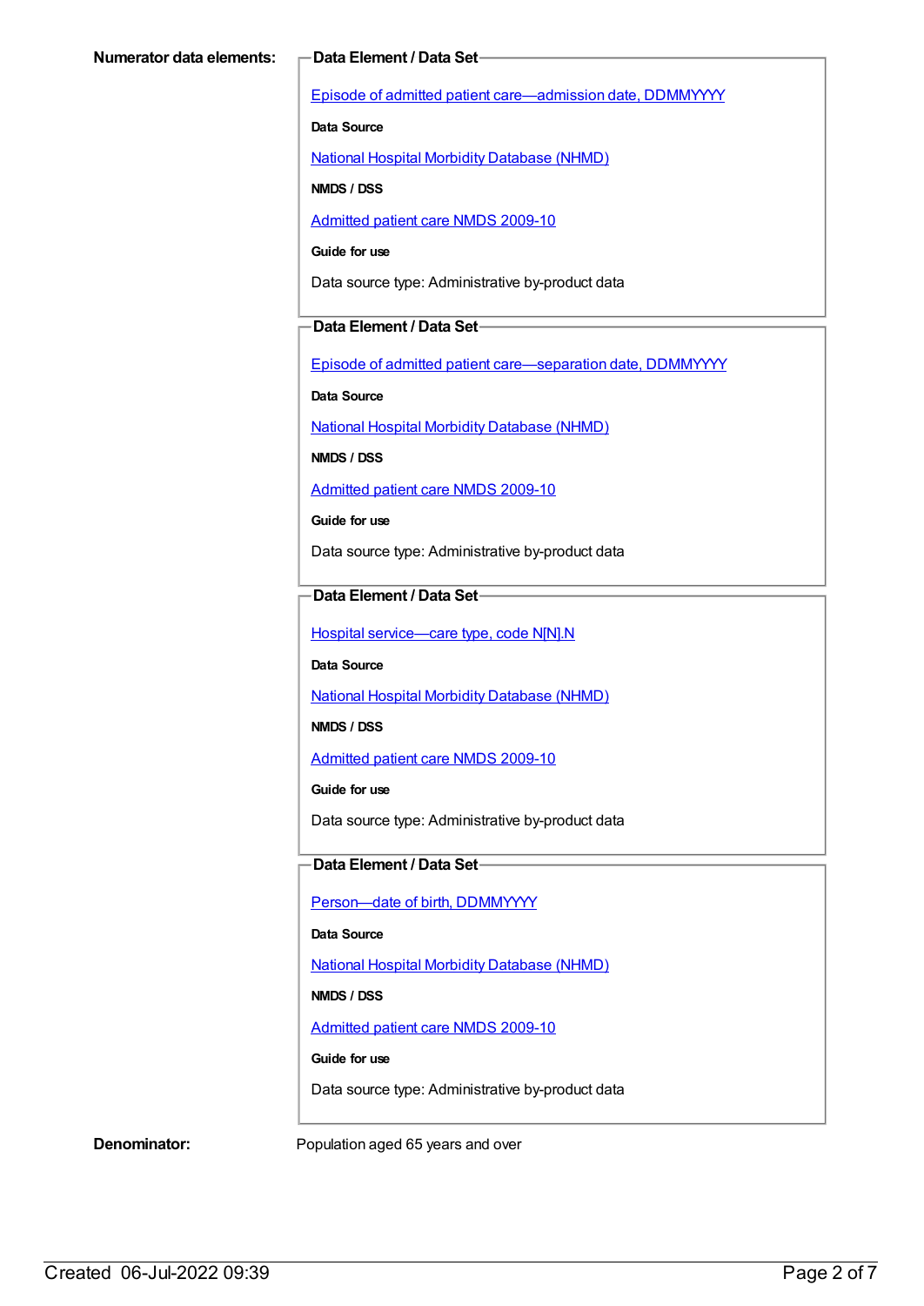**Numerator data elements:**

**Data Element / Data Set**

Episode of admitted patient care—admission date, DDMMYYYY

**Data Source**

National Hospital Morbidity Database (NHMD)

**NMDS / DSS**

Admitted patient care NMDS 2009-10

**Guide for use**

Data source type: Administrative by-product data

**Data Element / Data Set**

Episode of admitted patient care—separation date, DDMMYYYY

**Data Source**

National Hospital Morbidity Database (NHMD)

**NMDS / DSS**

Admitted patient care NMDS 2009-10

**Guide for use**

Data source type: Administrative by-product data

**Data Element / Data Set**

Hospital service—care type, code N[N].N

**Data Source**

National Hospital Morbidity Database (NHMD)

**NMDS / DSS**

Admitted patient care NMDS 2009-10

**Guide for use**

Data source type: Administrative by-product data

**Data Element / Data Set**

Person—date of birth, DDMMYYYY

**Data Source**

National Hospital Morbidity Database (NHMD)

**NMDS / DSS**

Admitted patient care NMDS 2009-10

**Guide for use**

Data source type: Administrative by-product data

**Denominator:** Population aged 65 years and over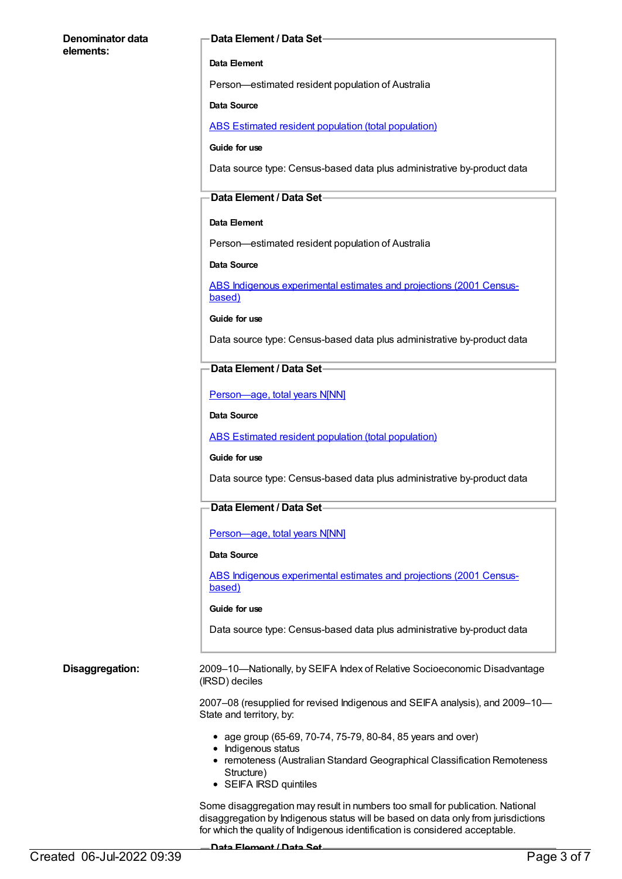**Denominator data elements:**

**Data Element / Data Set**

**Data Element**

Person—estimated resident population of Australia

**Data Source**

ABS Estimated resident population (total population)

**Guide for use**

Data source type: Census-based data plus administrative by-product data

**Data Element / Data Set**

**Data Element**

Person—estimated resident population of Australia

**Data Source**

ABS Indigenous experimental estimates and projections (2001 Census-based)

**Guide for use**

Data source type: Census-based data plus administrative by-product data

**Data Element / Data Set**

Person—age, total years N[NN]

**Data Source**

ABS Estimated resident population (total population)

**Guide for use**

Data source type: Census-based data plus administrative by-product data

**Data Element / Data Set**

Person—age, total years N[NN]

**Data Source**

ABS Indigenous experimental estimates and projections (2001 Census-based)

**Guide for use**

Data source type: Census-based data plus administrative by-product data

**Disaggregation:**

2009–10—Nationally, by SEIFA Index of Relative Socioeconomic Disadvantage (IRSD) deciles

2007–08 (resupplied for revised Indigenous and SEIFA analysis), and 2009–10—State and territory, by:

- age group (65-69, 70-74, 75-79, 80-84, 85 years and over)
- Indigenous status
- remoteness (Australian Standard Geographical Classification Remoteness Structure)
- SEIFA IRSD quintiles

Some disaggregation may result in numbers too small for publication. National disaggregation by Indigenous status will be based on data only from jurisdictions for which the quality of Indigenous identification is considered acceptable.

**Data Element / Data Set**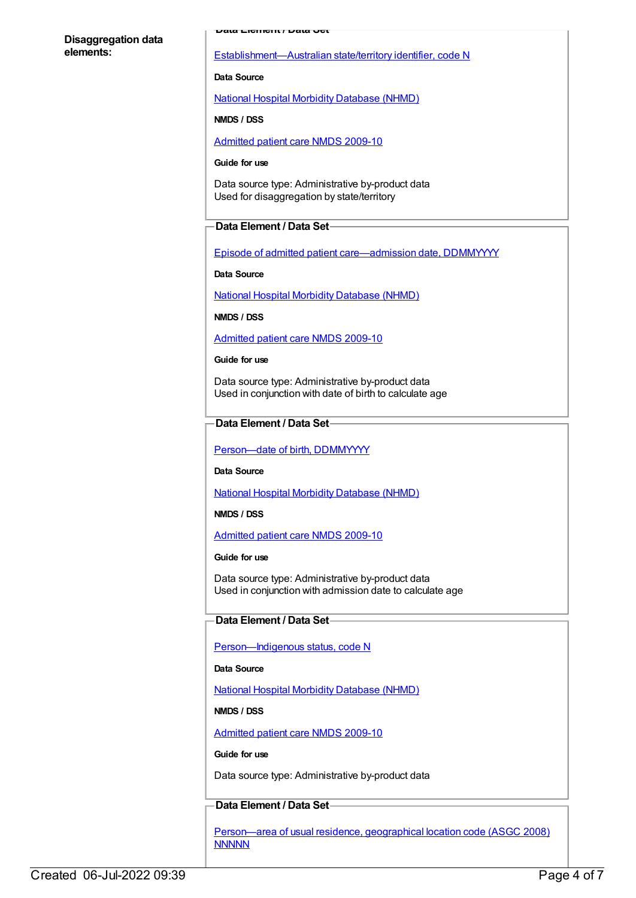**Disaggregation data elements:**

**Data Element / Data Set**

Establishment—Australian state/territory identifier, code N

**Data Source**

National Hospital Morbidity Database (NHMD)

**NMDS / DSS**

Admitted patient care NMDS 2009-10

**Guide for use**

Data source type: Administrative by-product data
Used for disaggregation by state/territory

**Data Element / Data Set**

Episode of admitted patient care—admission date, DDMMYYYY

**Data Source**

National Hospital Morbidity Database (NHMD)

**NMDS / DSS**

Admitted patient care NMDS 2009-10

**Guide for use**

Data source type: Administrative by-product data
Used in conjunction with date of birth to calculate age

**Data Element / Data Set**

Person—date of birth, DDMMYYYY

**Data Source**

National Hospital Morbidity Database (NHMD)

**NMDS / DSS**

Admitted patient care NMDS 2009-10

**Guide for use**

Data source type: Administrative by-product data
Used in conjunction with admission date to calculate age

**Data Element / Data Set**

Person—Indigenous status, code N

**Data Source**

National Hospital Morbidity Database (NHMD)

**NMDS / DSS**

Admitted patient care NMDS 2009-10

**Guide for use**

Data source type: Administrative by-product data

**Data Element / Data Set**

Person—area of usual residence, geographical location code (ASGC 2008) NNNNN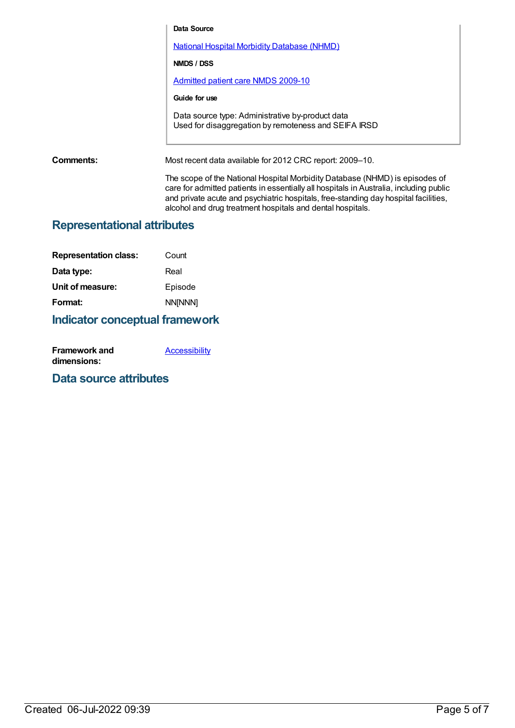**Data Source**

National Hospital Morbidity Database (NHMD)

**NMDS / DSS**

Admitted patient care NMDS 2009-10

**Guide for use**

Data source type: Administrative by-product data
Used for disaggregation by remoteness and SEIFA IRSD

**Comments:** Most recent data available for 2012 CRC report: 2009–10.

The scope of the National Hospital Morbidity Database (NHMD) is episodes of care for admitted patients in essentially all hospitals in Australia, including public and private acute and psychiatric hospitals, free-standing day hospital facilities, alcohol and drug treatment hospitals and dental hospitals.

## Representational attributes

**Representation class:** Count

**Data type:** Real

**Unit of measure:** Episode

**Format:** NN[NNN]

## Indicator conceptual framework

**Framework and dimensions:** Accessibility

## Data source attributes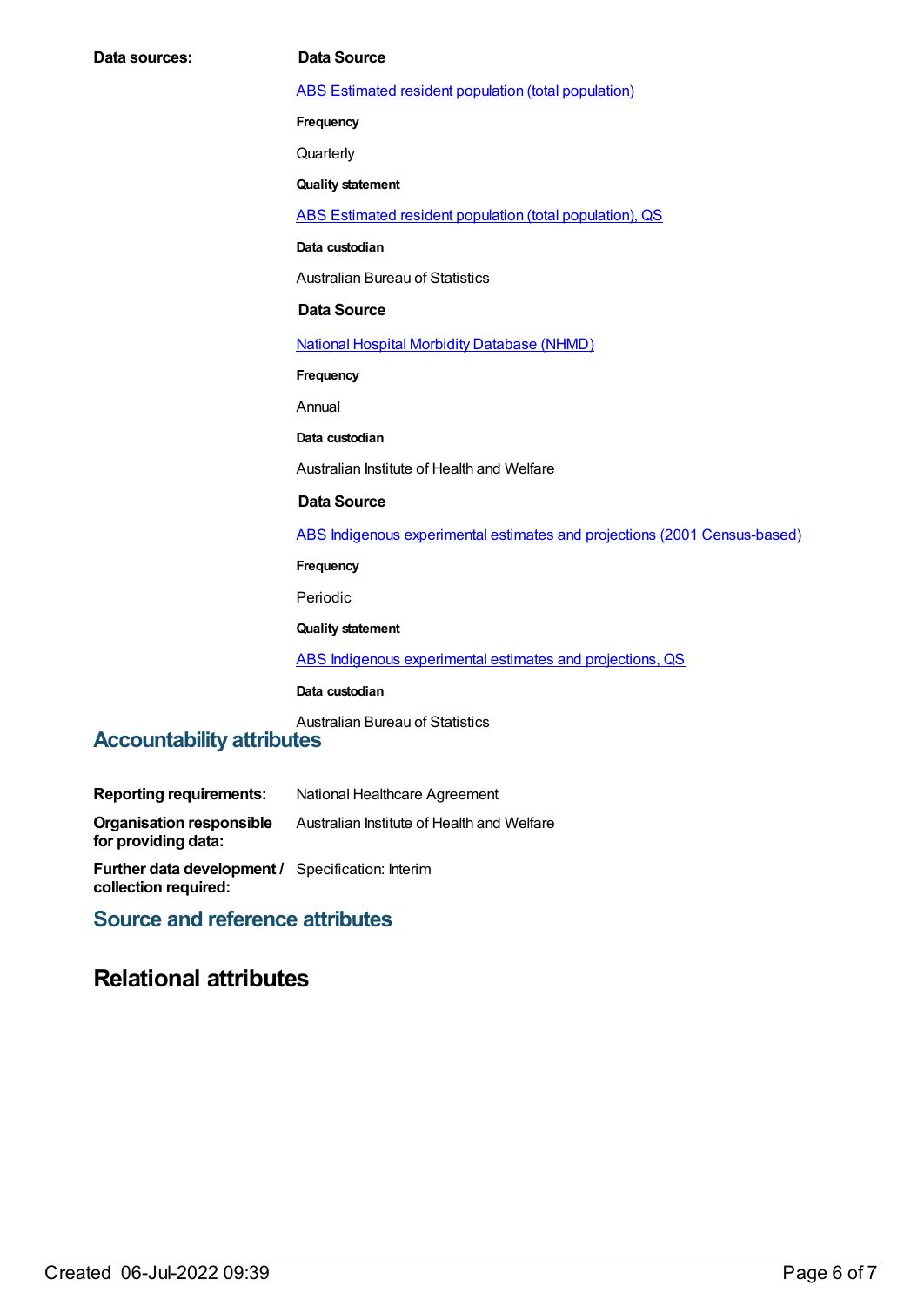**Data sources:**

**Data Source**

ABS Estimated resident population (total population)

**Frequency**

Quarterly

**Quality statement**

ABS Estimated resident population (total population), QS

**Data custodian**

Australian Bureau of Statistics

**Data Source**

National Hospital Morbidity Database (NHMD)

**Frequency**

Annual

**Data custodian**

Australian Institute of Health and Welfare

**Data Source**

ABS Indigenous experimental estimates and projections (2001 Census-based)

**Frequency**

Periodic

**Quality statement**

ABS Indigenous experimental estimates and projections, QS

**Data custodian**

Australian Bureau of Statistics

## Accountability attributes

**Reporting requirements:** National Healthcare Agreement

**Organisation responsible for providing data:** Australian Institute of Health and Welfare

**Further data development / collection required:** Specification: Interim

## Source and reference attributes

# Relational attributes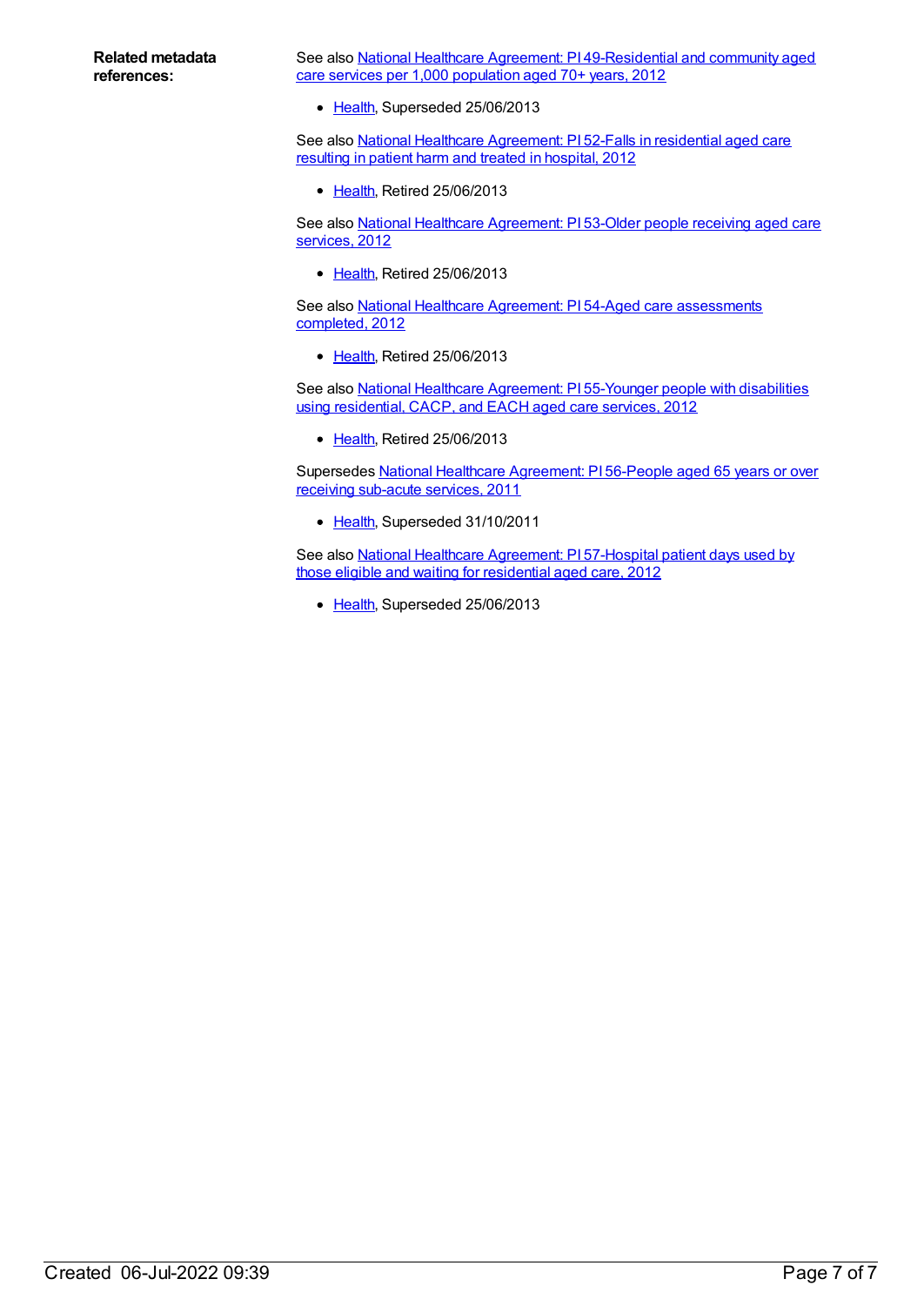**Related metadata references:**

See also National Healthcare Agreement: PI 49-Residential and community aged care services per 1,000 population aged 70+ years, 2012

- Health, Superseded 25/06/2013

See also National Healthcare Agreement: PI 52-Falls in residential aged care resulting in patient harm and treated in hospital, 2012

- Health, Retired 25/06/2013

See also National Healthcare Agreement: PI 53-Older people receiving aged care services, 2012

- Health, Retired 25/06/2013

See also National Healthcare Agreement: PI 54-Aged care assessments completed, 2012

- Health, Retired 25/06/2013

See also National Healthcare Agreement: PI 55-Younger people with disabilities using residential, CACP, and EACH aged care services, 2012

- Health, Retired 25/06/2013

Supersedes National Healthcare Agreement: PI 56-People aged 65 years or over receiving sub-acute services, 2011

- Health, Superseded 31/10/2011

See also National Healthcare Agreement: PI 57-Hospital patient days used by those eligible and waiting for residential aged care, 2012

- Health, Superseded 25/06/2013